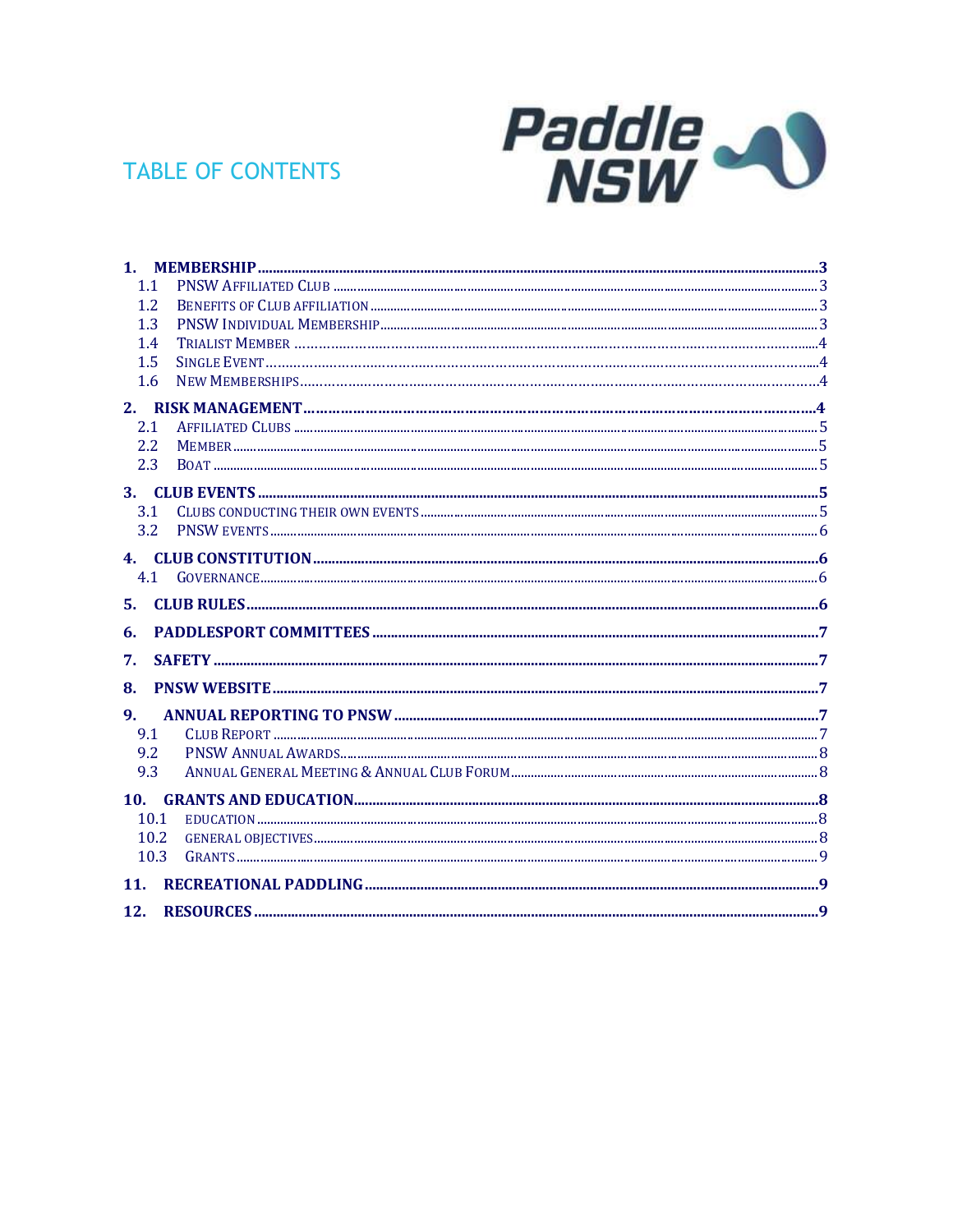# TABLE OF CONTENTS

Paddle NSW

1. MEMBERSHIP ..... 3
   - 1.1 PNSW Affiliated Club ..... 3
   - 1.2 Benefits of Club affiliation ..... 3
   - 1.3 PNSW Individual Membership ..... 3
   - 1.4 Trialist Member ..... 4
   - 1.5 Single Event ..... 4
   - 1.6 New Memberships ..... 4
2. RISK MANAGEMENT ..... 4
   - 2.1 Affiliated Clubs ..... 5
   - 2.2 Member ..... 5
   - 2.3 Boat ..... 5
3. CLUB EVENTS ..... 5
   - 3.1 Clubs conducting their own events ..... 5
   - 3.2 PNSW events ..... 6
4. CLUB CONSTITUTION ..... 6
   - 4.1 Governance ..... 6
5. CLUB RULES ..... 6
6. PADDLESPORT COMMITTEES ..... 7
7. SAFETY ..... 7
8. PNSW WEBSITE ..... 7
9. ANNUAL REPORTING TO PNSW ..... 7
   - 9.1 Club Report ..... 7
   - 9.2 PNSW Annual Awards ..... 8
   - 9.3 Annual General Meeting & Annual Club Forum ..... 8
10. GRANTS AND EDUCATION ..... 8
    - 10.1 education ..... 8
    - 10.2 general objectives ..... 8
    - 10.3 Grants ..... 9
11. RECREATIONAL PADDLING ..... 9
12. RESOURCES ..... 9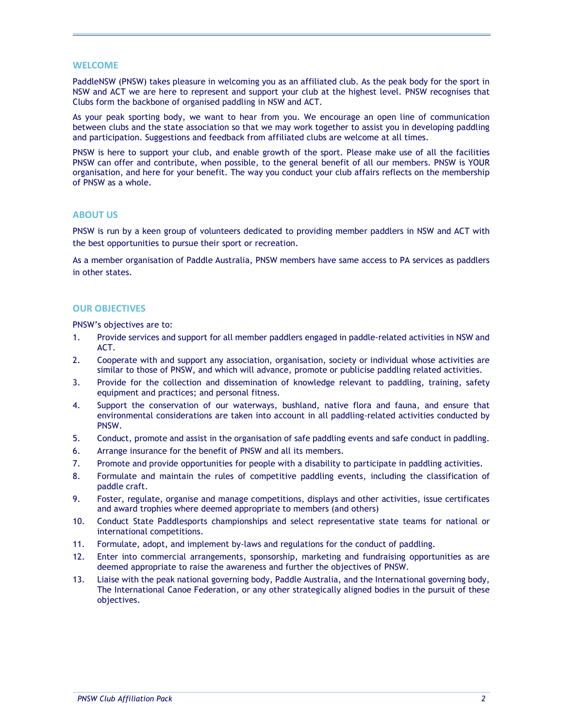## WELCOME

PaddleNSW (PNSW) takes pleasure in welcoming you as an affiliated club. As the peak body for the sport in NSW and ACT we are here to represent and support your club at the highest level. PNSW recognises that Clubs form the backbone of organised paddling in NSW and ACT.

As your peak sporting body, we want to hear from you. We encourage an open line of communication between clubs and the state association so that we may work together to assist you in developing paddling and participation. Suggestions and feedback from affiliated clubs are welcome at all times.

PNSW is here to support your club, and enable growth of the sport. Please make use of all the facilities PNSW can offer and contribute, when possible, to the general benefit of all our members. PNSW is YOUR organisation, and here for your benefit. The way you conduct your club affairs reflects on the membership of PNSW as a whole.

## ABOUT US

PNSW is run by a keen group of volunteers dedicated to providing member paddlers in NSW and ACT with the best opportunities to pursue their sport or recreation.

As a member organisation of Paddle Australia, PNSW members have same access to PA services as paddlers in other states.

## OUR OBJECTIVES

PNSW's objectives are to:

1. Provide services and support for all member paddlers engaged in paddle-related activities in NSW and ACT.
2. Cooperate with and support any association, organisation, society or individual whose activities are similar to those of PNSW, and which will advance, promote or publicise paddling related activities.
3. Provide for the collection and dissemination of knowledge relevant to paddling, training, safety equipment and practices; and personal fitness.
4. Support the conservation of our waterways, bushland, native flora and fauna, and ensure that environmental considerations are taken into account in all paddling-related activities conducted by PNSW.
5. Conduct, promote and assist in the organisation of safe paddling events and safe conduct in paddling.
6. Arrange insurance for the benefit of PNSW and all its members.
7. Promote and provide opportunities for people with a disability to participate in paddling activities.
8. Formulate and maintain the rules of competitive paddling events, including the classification of paddle craft.
9. Foster, regulate, organise and manage competitions, displays and other activities, issue certificates and award trophies where deemed appropriate to members (and others)
10. Conduct State Paddlesports championships and select representative state teams for national or international competitions.
11. Formulate, adopt, and implement by-laws and regulations for the conduct of paddling.
12. Enter into commercial arrangements, sponsorship, marketing and fundraising opportunities as are deemed appropriate to raise the awareness and further the objectives of PNSW.
13. Liaise with the peak national governing body, Paddle Australia, and the International governing body, The International Canoe Federation, or any other strategically aligned bodies in the pursuit of these objectives.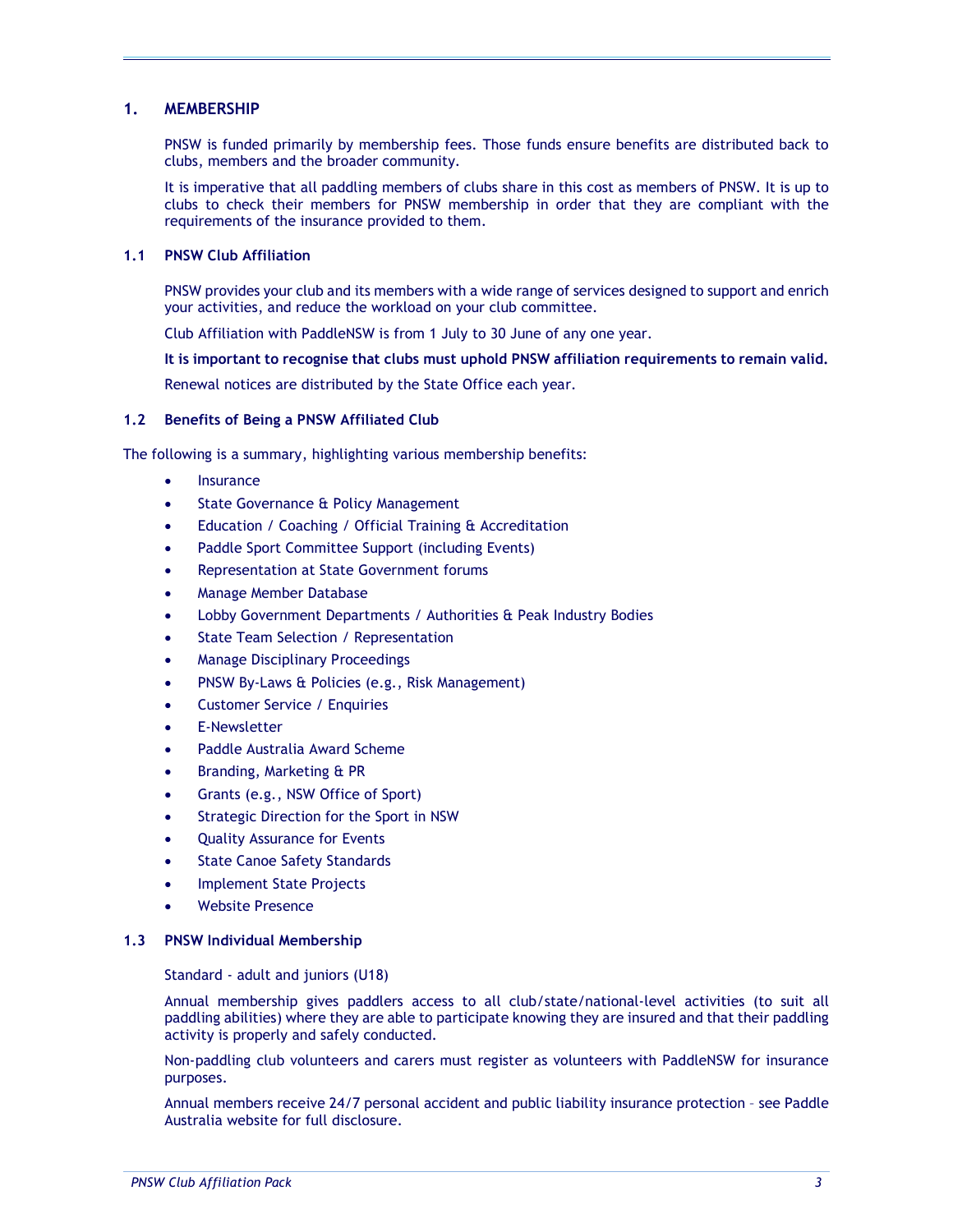## 1. MEMBERSHIP

PNSW is funded primarily by membership fees. Those funds ensure benefits are distributed back to clubs, members and the broader community.

It is imperative that all paddling members of clubs share in this cost as members of PNSW. It is up to clubs to check their members for PNSW membership in order that they are compliant with the requirements of the insurance provided to them.

### 1.1 PNSW Club Affiliation

PNSW provides your club and its members with a wide range of services designed to support and enrich your activities, and reduce the workload on your club committee.

Club Affiliation with PaddleNSW is from 1 July to 30 June of any one year.

**It is important to recognise that clubs must uphold PNSW affiliation requirements to remain valid.**

Renewal notices are distributed by the State Office each year.

### 1.2 Benefits of Being a PNSW Affiliated Club

The following is a summary, highlighting various membership benefits:

- Insurance
- State Governance & Policy Management
- Education / Coaching / Official Training & Accreditation
- Paddle Sport Committee Support (including Events)
- Representation at State Government forums
- Manage Member Database
- Lobby Government Departments / Authorities & Peak Industry Bodies
- State Team Selection / Representation
- Manage Disciplinary Proceedings
- PNSW By-Laws & Policies (e.g., Risk Management)
- Customer Service / Enquiries
- E-Newsletter
- Paddle Australia Award Scheme
- Branding, Marketing & PR
- Grants (e.g., NSW Office of Sport)
- Strategic Direction for the Sport in NSW
- Quality Assurance for Events
- State Canoe Safety Standards
- Implement State Projects
- Website Presence

### 1.3 PNSW Individual Membership

Standard - adult and juniors (U18)

Annual membership gives paddlers access to all club/state/national-level activities (to suit all paddling abilities) where they are able to participate knowing they are insured and that their paddling activity is properly and safely conducted.

Non-paddling club volunteers and carers must register as volunteers with PaddleNSW for insurance purposes.

Annual members receive 24/7 personal accident and public liability insurance protection – see Paddle Australia website for full disclosure.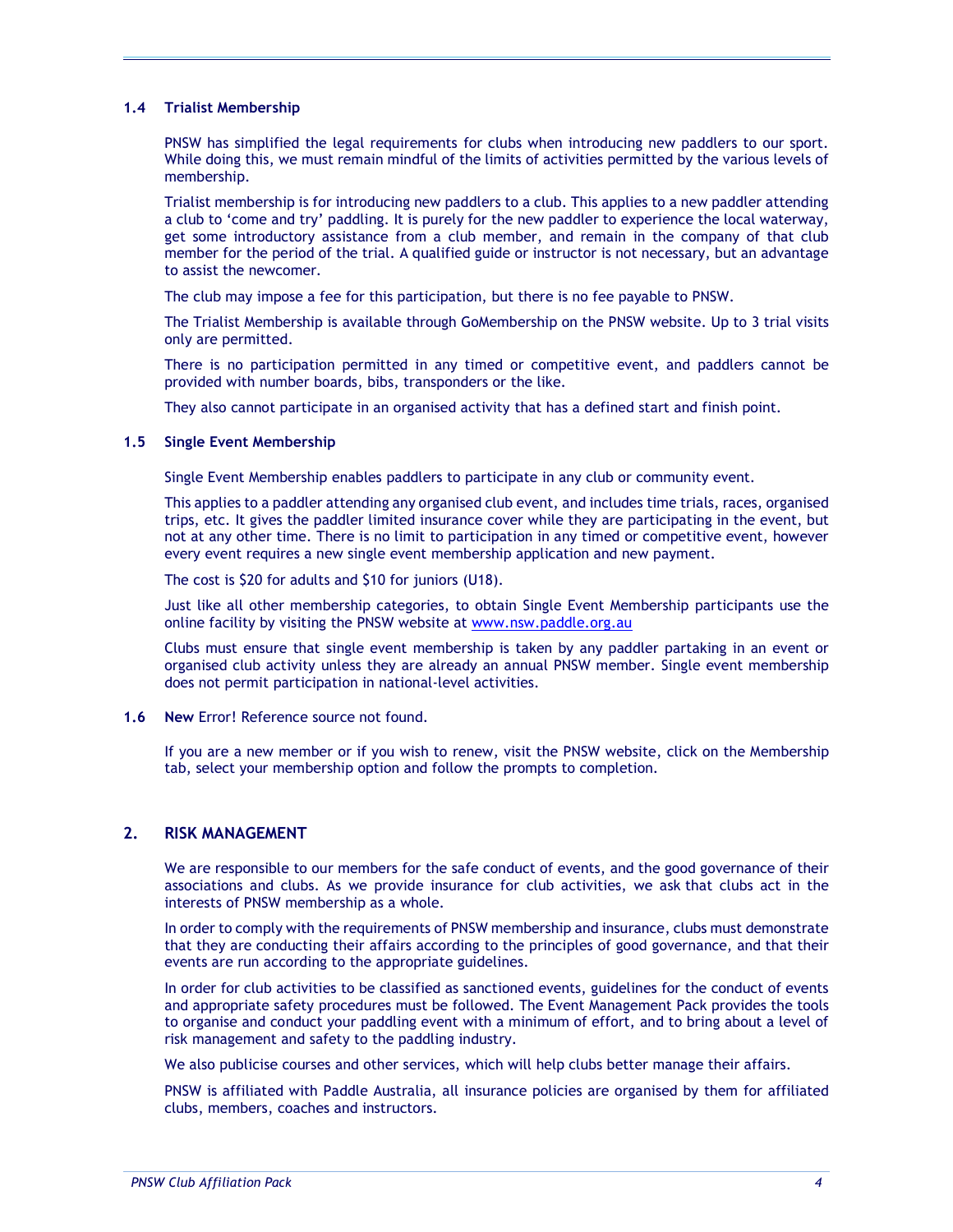### 1.4 Trialist Membership

PNSW has simplified the legal requirements for clubs when introducing new paddlers to our sport. While doing this, we must remain mindful of the limits of activities permitted by the various levels of membership.

Trialist membership is for introducing new paddlers to a club. This applies to a new paddler attending a club to 'come and try' paddling. It is purely for the new paddler to experience the local waterway, get some introductory assistance from a club member, and remain in the company of that club member for the period of the trial. A qualified guide or instructor is not necessary, but an advantage to assist the newcomer.

The club may impose a fee for this participation, but there is no fee payable to PNSW.

The Trialist Membership is available through GoMembership on the PNSW website. Up to 3 trial visits only are permitted.

There is no participation permitted in any timed or competitive event, and paddlers cannot be provided with number boards, bibs, transponders or the like.

They also cannot participate in an organised activity that has a defined start and finish point.

### 1.5 Single Event Membership

Single Event Membership enables paddlers to participate in any club or community event.

This applies to a paddler attending any organised club event, and includes time trials, races, organised trips, etc. It gives the paddler limited insurance cover while they are participating in the event, but not at any other time. There is no limit to participation in any timed or competitive event, however every event requires a new single event membership application and new payment.

The cost is $20 for adults and $10 for juniors (U18).

Just like all other membership categories, to obtain Single Event Membership participants use the online facility by visiting the PNSW website at www.nsw.paddle.org.au

Clubs must ensure that single event membership is taken by any paddler partaking in an event or organised club activity unless they are already an annual PNSW member. Single event membership does not permit participation in national-level activities.

### 1.6 **New** Error! Reference source not found.

If you are a new member or if you wish to renew, visit the PNSW website, click on the Membership tab, select your membership option and follow the prompts to completion.

## 2. RISK MANAGEMENT

We are responsible to our members for the safe conduct of events, and the good governance of their associations and clubs. As we provide insurance for club activities, we ask that clubs act in the interests of PNSW membership as a whole.

In order to comply with the requirements of PNSW membership and insurance, clubs must demonstrate that they are conducting their affairs according to the principles of good governance, and that their events are run according to the appropriate guidelines.

In order for club activities to be classified as sanctioned events, guidelines for the conduct of events and appropriate safety procedures must be followed. The Event Management Pack provides the tools to organise and conduct your paddling event with a minimum of effort, and to bring about a level of risk management and safety to the paddling industry.

We also publicise courses and other services, which will help clubs better manage their affairs.

PNSW is affiliated with Paddle Australia, all insurance policies are organised by them for affiliated clubs, members, coaches and instructors.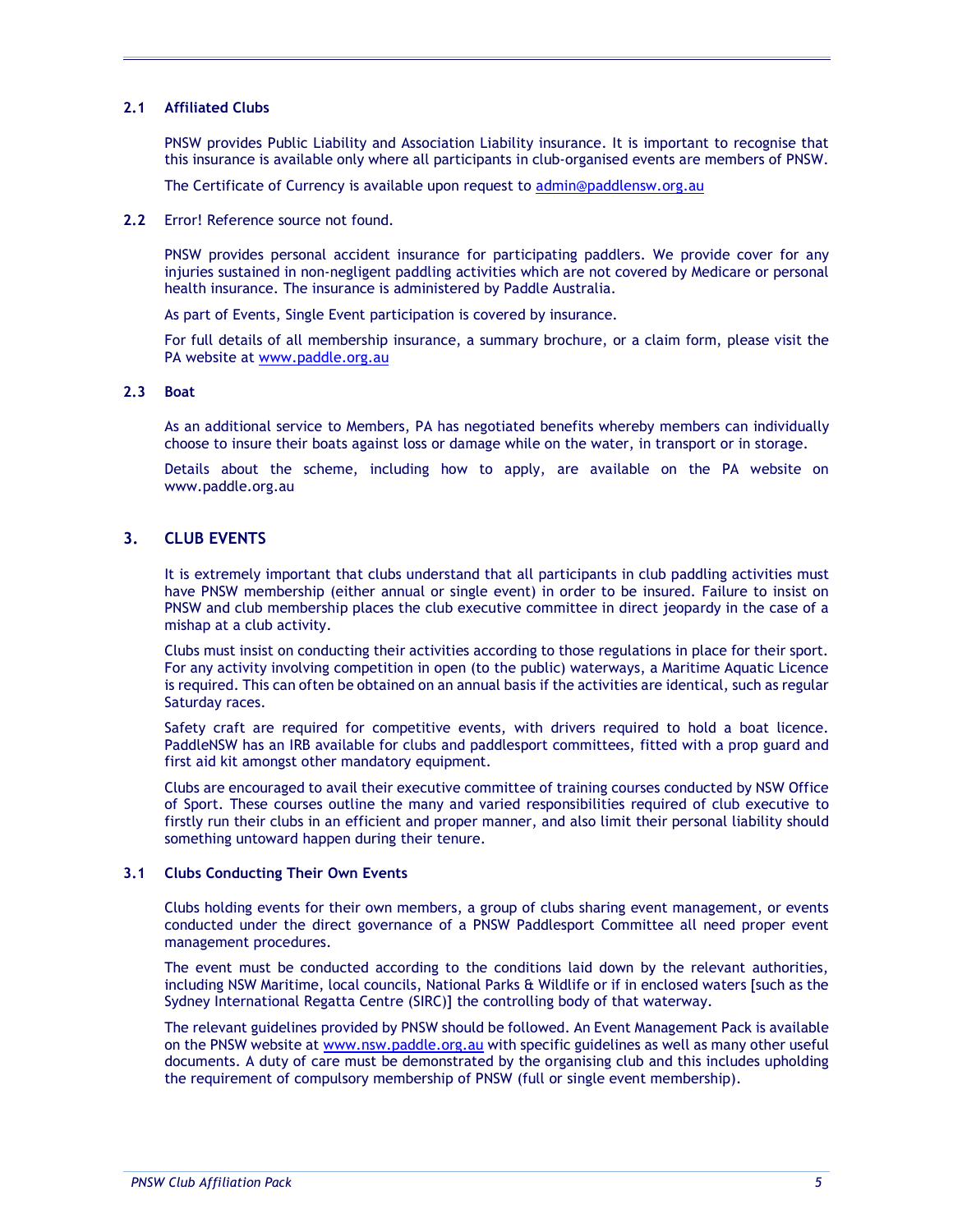### 2.1 Affiliated Clubs

PNSW provides Public Liability and Association Liability insurance. It is important to recognise that this insurance is available only where all participants in club-organised events are members of PNSW.

The Certificate of Currency is available upon request to admin@paddlensw.org.au

### 2.2 Error! Reference source not found.

PNSW provides personal accident insurance for participating paddlers. We provide cover for any injuries sustained in non-negligent paddling activities which are not covered by Medicare or personal health insurance. The insurance is administered by Paddle Australia.

As part of Events, Single Event participation is covered by insurance.

For full details of all membership insurance, a summary brochure, or a claim form, please visit the PA website at www.paddle.org.au

### 2.3 Boat

As an additional service to Members, PA has negotiated benefits whereby members can individually choose to insure their boats against loss or damage while on the water, in transport or in storage.

Details about the scheme, including how to apply, are available on the PA website on www.paddle.org.au

## 3. CLUB EVENTS

It is extremely important that clubs understand that all participants in club paddling activities must have PNSW membership (either annual or single event) in order to be insured. Failure to insist on PNSW and club membership places the club executive committee in direct jeopardy in the case of a mishap at a club activity.

Clubs must insist on conducting their activities according to those regulations in place for their sport. For any activity involving competition in open (to the public) waterways, a Maritime Aquatic Licence is required. This can often be obtained on an annual basis if the activities are identical, such as regular Saturday races.

Safety craft are required for competitive events, with drivers required to hold a boat licence. PaddleNSW has an IRB available for clubs and paddlesport committees, fitted with a prop guard and first aid kit amongst other mandatory equipment.

Clubs are encouraged to avail their executive committee of training courses conducted by NSW Office of Sport. These courses outline the many and varied responsibilities required of club executive to firstly run their clubs in an efficient and proper manner, and also limit their personal liability should something untoward happen during their tenure.

### 3.1 Clubs Conducting Their Own Events

Clubs holding events for their own members, a group of clubs sharing event management, or events conducted under the direct governance of a PNSW Paddlesport Committee all need proper event management procedures.

The event must be conducted according to the conditions laid down by the relevant authorities, including NSW Maritime, local councils, National Parks & Wildlife or if in enclosed waters [such as the Sydney International Regatta Centre (SIRC)] the controlling body of that waterway.

The relevant guidelines provided by PNSW should be followed. An Event Management Pack is available on the PNSW website at www.nsw.paddle.org.au with specific guidelines as well as many other useful documents. A duty of care must be demonstrated by the organising club and this includes upholding the requirement of compulsory membership of PNSW (full or single event membership).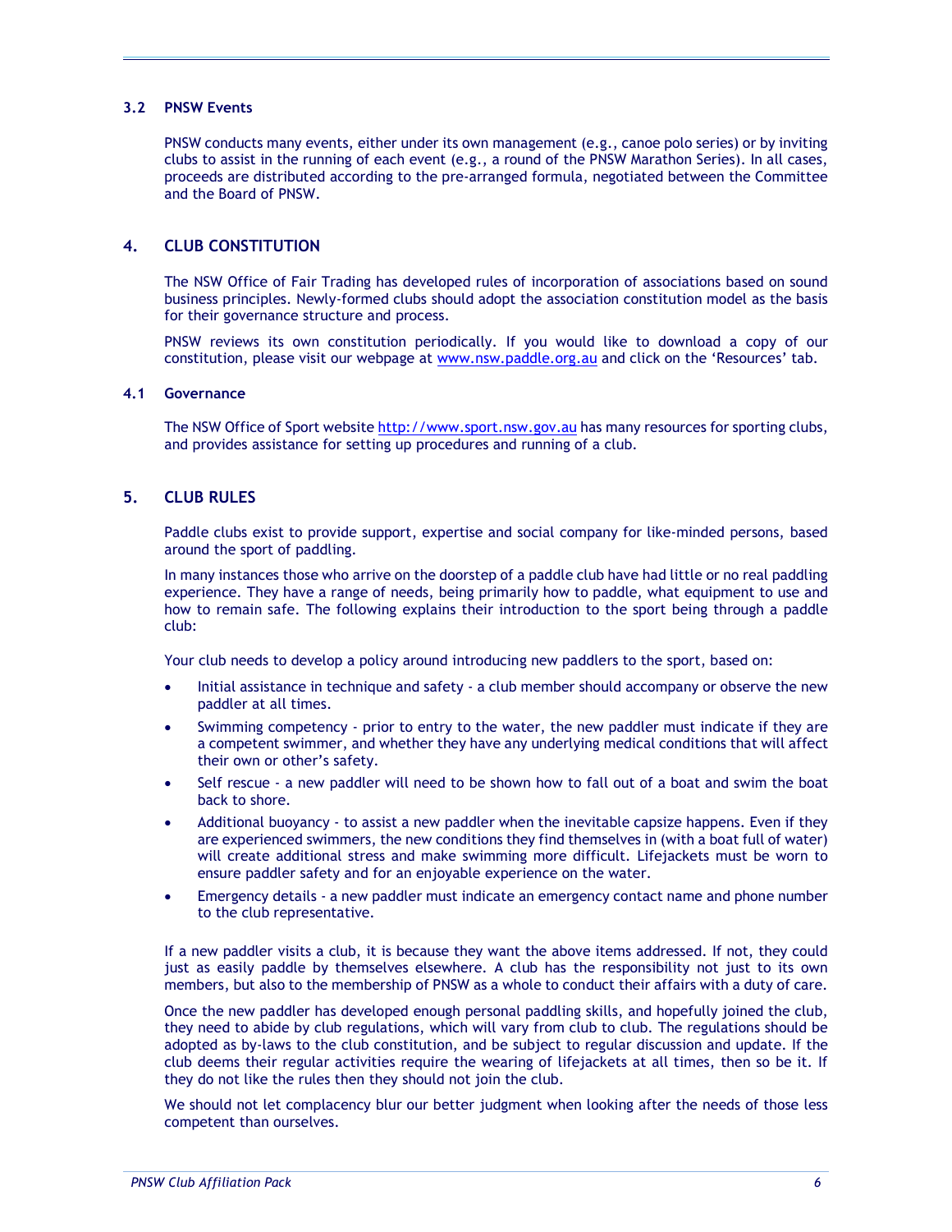### 3.2 PNSW Events

PNSW conducts many events, either under its own management (e.g., canoe polo series) or by inviting clubs to assist in the running of each event (e.g., a round of the PNSW Marathon Series). In all cases, proceeds are distributed according to the pre-arranged formula, negotiated between the Committee and the Board of PNSW.

## 4. CLUB CONSTITUTION

The NSW Office of Fair Trading has developed rules of incorporation of associations based on sound business principles. Newly-formed clubs should adopt the association constitution model as the basis for their governance structure and process.

PNSW reviews its own constitution periodically. If you would like to download a copy of our constitution, please visit our webpage at www.nsw.paddle.org.au and click on the 'Resources' tab.

### 4.1 Governance

The NSW Office of Sport website http://www.sport.nsw.gov.au has many resources for sporting clubs, and provides assistance for setting up procedures and running of a club.

## 5. CLUB RULES

Paddle clubs exist to provide support, expertise and social company for like-minded persons, based around the sport of paddling.

In many instances those who arrive on the doorstep of a paddle club have had little or no real paddling experience. They have a range of needs, being primarily how to paddle, what equipment to use and how to remain safe. The following explains their introduction to the sport being through a paddle club:

Your club needs to develop a policy around introducing new paddlers to the sport, based on:

- Initial assistance in technique and safety - a club member should accompany or observe the new paddler at all times.
- Swimming competency - prior to entry to the water, the new paddler must indicate if they are a competent swimmer, and whether they have any underlying medical conditions that will affect their own or other's safety.
- Self rescue - a new paddler will need to be shown how to fall out of a boat and swim the boat back to shore.
- Additional buoyancy - to assist a new paddler when the inevitable capsize happens. Even if they are experienced swimmers, the new conditions they find themselves in (with a boat full of water) will create additional stress and make swimming more difficult. Lifejackets must be worn to ensure paddler safety and for an enjoyable experience on the water.
- Emergency details - a new paddler must indicate an emergency contact name and phone number to the club representative.

If a new paddler visits a club, it is because they want the above items addressed. If not, they could just as easily paddle by themselves elsewhere. A club has the responsibility not just to its own members, but also to the membership of PNSW as a whole to conduct their affairs with a duty of care.

Once the new paddler has developed enough personal paddling skills, and hopefully joined the club, they need to abide by club regulations, which will vary from club to club. The regulations should be adopted as by-laws to the club constitution, and be subject to regular discussion and update. If the club deems their regular activities require the wearing of lifejackets at all times, then so be it. If they do not like the rules then they should not join the club.

We should not let complacency blur our better judgment when looking after the needs of those less competent than ourselves.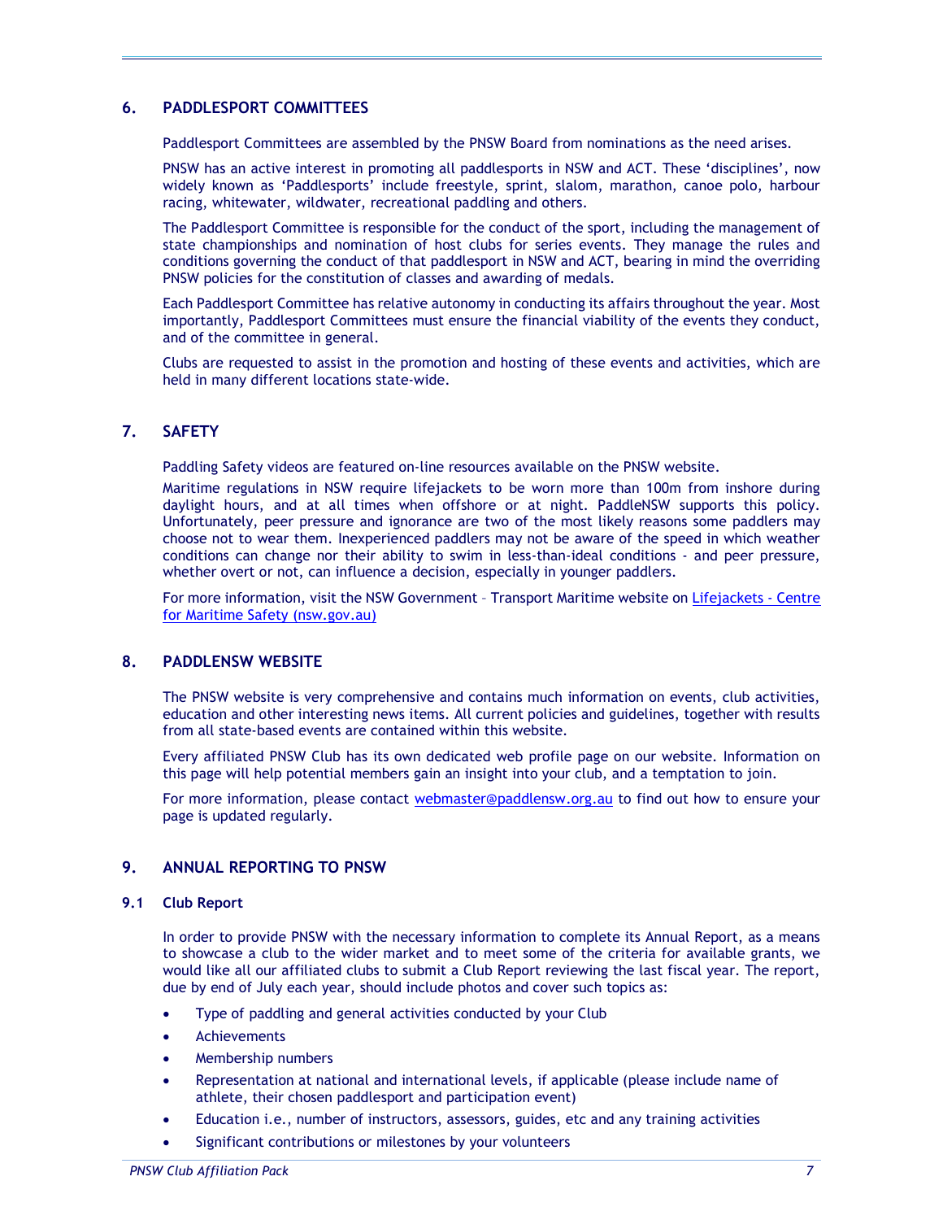## 6. PADDLESPORT COMMITTEES

Paddlesport Committees are assembled by the PNSW Board from nominations as the need arises.

PNSW has an active interest in promoting all paddlesports in NSW and ACT. These 'disciplines', now widely known as 'Paddlesports' include freestyle, sprint, slalom, marathon, canoe polo, harbour racing, whitewater, wildwater, recreational paddling and others.

The Paddlesport Committee is responsible for the conduct of the sport, including the management of state championships and nomination of host clubs for series events. They manage the rules and conditions governing the conduct of that paddlesport in NSW and ACT, bearing in mind the overriding PNSW policies for the constitution of classes and awarding of medals.

Each Paddlesport Committee has relative autonomy in conducting its affairs throughout the year. Most importantly, Paddlesport Committees must ensure the financial viability of the events they conduct, and of the committee in general.

Clubs are requested to assist in the promotion and hosting of these events and activities, which are held in many different locations state-wide.

## 7. SAFETY

Paddling Safety videos are featured on-line resources available on the PNSW website.

Maritime regulations in NSW require lifejackets to be worn more than 100m from inshore during daylight hours, and at all times when offshore or at night. PaddleNSW supports this policy. Unfortunately, peer pressure and ignorance are two of the most likely reasons some paddlers may choose not to wear them. Inexperienced paddlers may not be aware of the speed in which weather conditions can change nor their ability to swim in less-than-ideal conditions - and peer pressure, whether overt or not, can influence a decision, especially in younger paddlers.

For more information, visit the NSW Government – Transport Maritime website on [Lifejackets - Centre for Maritime Safety (nsw.gov.au)]

## 8. PADDLENSW WEBSITE

The PNSW website is very comprehensive and contains much information on events, club activities, education and other interesting news items. All current policies and guidelines, together with results from all state-based events are contained within this website.

Every affiliated PNSW Club has its own dedicated web profile page on our website. Information on this page will help potential members gain an insight into your club, and a temptation to join.

For more information, please contact webmaster@paddlensw.org.au to find out how to ensure your page is updated regularly.

## 9. ANNUAL REPORTING TO PNSW

### 9.1 Club Report

In order to provide PNSW with the necessary information to complete its Annual Report, as a means to showcase a club to the wider market and to meet some of the criteria for available grants, we would like all our affiliated clubs to submit a Club Report reviewing the last fiscal year. The report, due by end of July each year, should include photos and cover such topics as:

- Type of paddling and general activities conducted by your Club
- Achievements
- Membership numbers
- Representation at national and international levels, if applicable (please include name of athlete, their chosen paddlesport and participation event)
- Education i.e., number of instructors, assessors, guides, etc and any training activities
- Significant contributions or milestones by your volunteers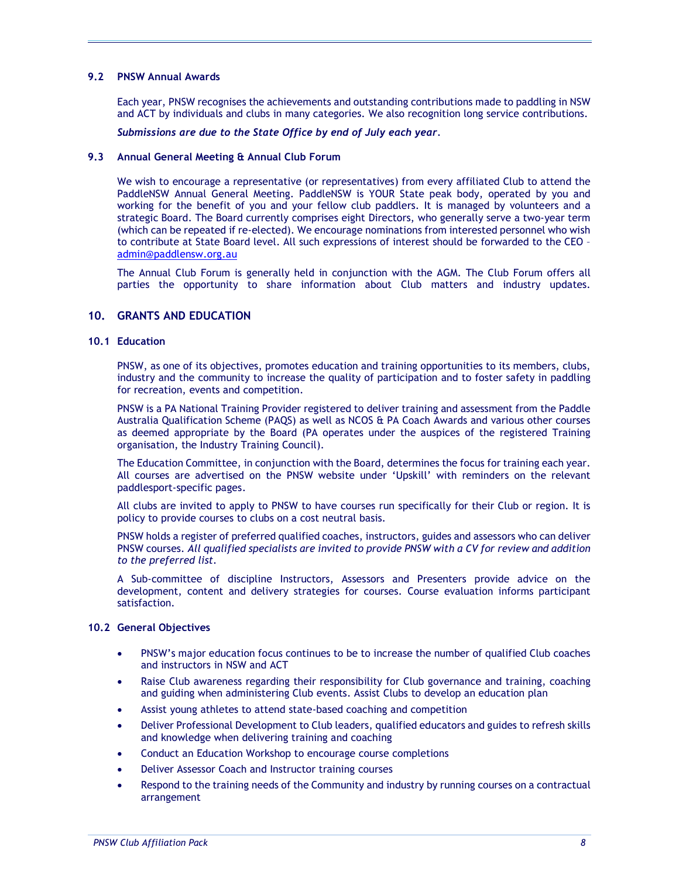### 9.2 PNSW Annual Awards

Each year, PNSW recognises the achievements and outstanding contributions made to paddling in NSW and ACT by individuals and clubs in many categories. We also recognition long service contributions.

***Submissions are due to the State Office by end of July each year.***

### 9.3 Annual General Meeting & Annual Club Forum

We wish to encourage a representative (or representatives) from every affiliated Club to attend the PaddleNSW Annual General Meeting. PaddleNSW is YOUR State peak body, operated by you and working for the benefit of you and your fellow club paddlers. It is managed by volunteers and a strategic Board. The Board currently comprises eight Directors, who generally serve a two-year term (which can be repeated if re-elected). We encourage nominations from interested personnel who wish to contribute at State Board level. All such expressions of interest should be forwarded to the CEO – admin@paddlensw.org.au

The Annual Club Forum is generally held in conjunction with the AGM. The Club Forum offers all parties the opportunity to share information about Club matters and industry updates.

## 10. GRANTS AND EDUCATION

### 10.1 Education

PNSW, as one of its objectives, promotes education and training opportunities to its members, clubs, industry and the community to increase the quality of participation and to foster safety in paddling for recreation, events and competition.

PNSW is a PA National Training Provider registered to deliver training and assessment from the Paddle Australia Qualification Scheme (PAQS) as well as NCOS & PA Coach Awards and various other courses as deemed appropriate by the Board (PA operates under the auspices of the registered Training organisation, the Industry Training Council).

The Education Committee, in conjunction with the Board, determines the focus for training each year. All courses are advertised on the PNSW website under 'Upskill' with reminders on the relevant paddlesport-specific pages.

All clubs are invited to apply to PNSW to have courses run specifically for their Club or region. It is policy to provide courses to clubs on a cost neutral basis.

PNSW holds a register of preferred qualified coaches, instructors, guides and assessors who can deliver PNSW courses. *All qualified specialists are invited to provide PNSW with a CV for review and addition to the preferred list.*

A Sub-committee of discipline Instructors, Assessors and Presenters provide advice on the development, content and delivery strategies for courses. Course evaluation informs participant satisfaction.

### 10.2 General Objectives

- PNSW's major education focus continues to be to increase the number of qualified Club coaches and instructors in NSW and ACT
- Raise Club awareness regarding their responsibility for Club governance and training, coaching and guiding when administering Club events. Assist Clubs to develop an education plan
- Assist young athletes to attend state-based coaching and competition
- Deliver Professional Development to Club leaders, qualified educators and guides to refresh skills and knowledge when delivering training and coaching
- Conduct an Education Workshop to encourage course completions
- Deliver Assessor Coach and Instructor training courses
- Respond to the training needs of the Community and industry by running courses on a contractual arrangement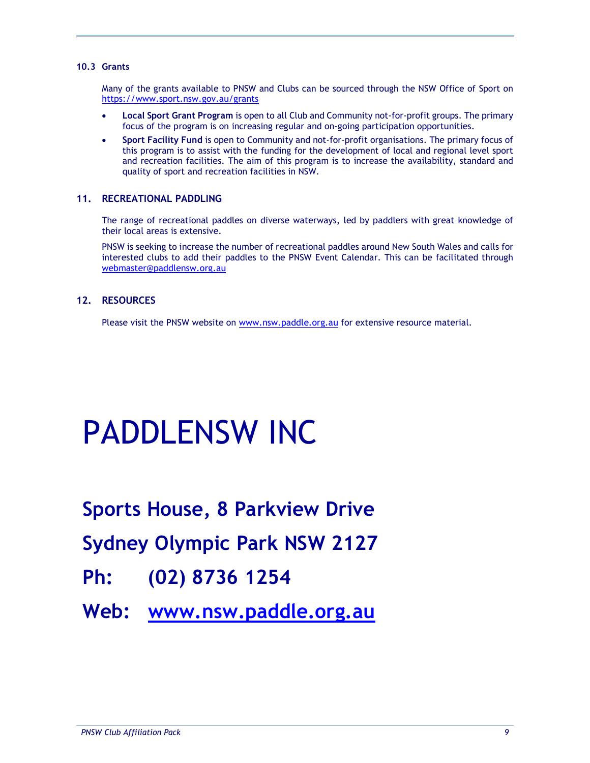### 10.3 Grants

Many of the grants available to PNSW and Clubs can be sourced through the NSW Office of Sport on https://www.sport.nsw.gov.au/grants

- **Local Sport Grant Program** is open to all Club and Community not-for-profit groups. The primary focus of the program is on increasing regular and on-going participation opportunities.
- **Sport Facility Fund** is open to Community and not-for-profit organisations. The primary focus of this program is to assist with the funding for the development of local and regional level sport and recreation facilities. The aim of this program is to increase the availability, standard and quality of sport and recreation facilities in NSW.

## 11. RECREATIONAL PADDLING

The range of recreational paddles on diverse waterways, led by paddlers with great knowledge of their local areas is extensive.

PNSW is seeking to increase the number of recreational paddles around New South Wales and calls for interested clubs to add their paddles to the PNSW Event Calendar. This can be facilitated through webmaster@paddlensw.org.au

## 12. RESOURCES

Please visit the PNSW website on www.nsw.paddle.org.au for extensive resource material.

# PADDLENSW INC

**Sports House, 8 Parkview Drive**

**Sydney Olympic Park NSW 2127**

**Ph: (02) 8736 1254**

**Web: www.nsw.paddle.org.au**